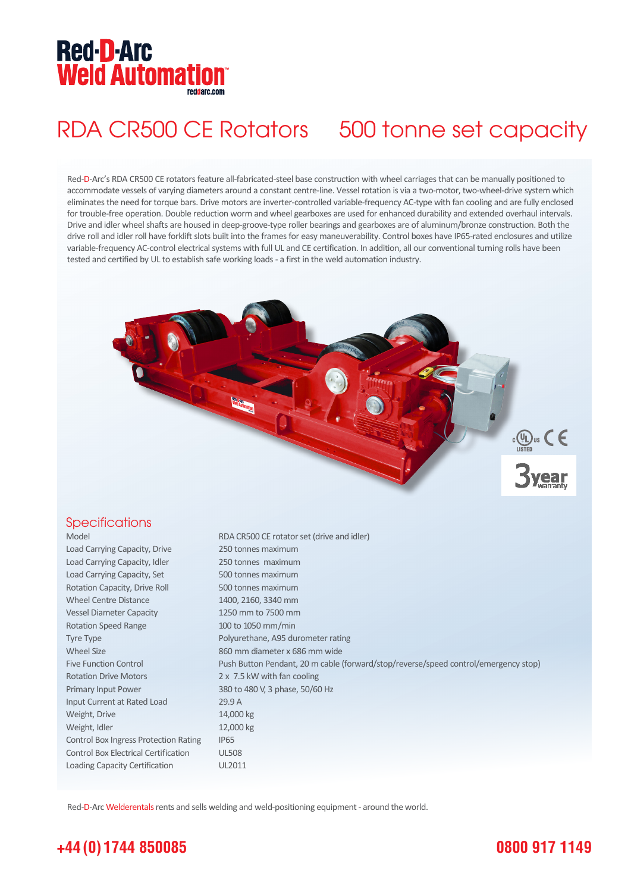Red-D-Arc
Weld Automation™
reddarc.com

# RDA CR500 CE Rotators 500 tonne set capacity

Red-D-Arc's RDA CR500 CE rotators feature all-fabricated-steel base construction with wheel carriages that can be manually positioned to accommodate vessels of varying diameters around a constant centre-line. Vessel rotation is via a two-motor, two-wheel-drive system which eliminates the need for torque bars. Drive motors are inverter-controlled variable-frequency AC-type with fan cooling and are fully enclosed for trouble-free operation. Double reduction worm and wheel gearboxes are used for enhanced durability and extended overhaul intervals. Drive and idler wheel shafts are housed in deep-groove-type roller bearings and gearboxes are of aluminum/bronze construction. Both the drive roll and idler roll have forklift slots built into the frames for easy maneuverability. Control boxes have IP65-rated enclosures and utilize variable-frequency AC-control electrical systems with full UL and CE certification. In addition, all our conventional turning rolls have been tested and certified by UL to establish safe working loads - a first in the weld automation industry.

3 year warranty

## Specifications

| | |
|---|---|
| Model | RDA CR500 CE rotator set (drive and idler) |
| Load Carrying Capacity, Drive | 250 tonnes maximum |
| Load Carrying Capacity, Idler | 250 tonnes maximum |
| Load Carrying Capacity, Set | 500 tonnes maximum |
| Rotation Capacity, Drive Roll | 500 tonnes maximum |
| Wheel Centre Distance | 1400, 2160, 3340 mm |
| Vessel Diameter Capacity | 1250 mm to 7500 mm |
| Rotation Speed Range | 100 to 1050 mm/min |
| Tyre Type | Polyurethane, A95 durometer rating |
| Wheel Size | 860 mm diameter x 686 mm wide |
| Five Function Control | Push Button Pendant, 20 m cable (forward/stop/reverse/speed control/emergency stop) |
| Rotation Drive Motors | 2 x 7.5 kW with fan cooling |
| Primary Input Power | 380 to 480 V, 3 phase, 50/60 Hz |
| Input Current at Rated Load | 29.9 A |
| Weight, Drive | 14,000 kg |
| Weight, Idler | 12,000 kg |
| Control Box Ingress Protection Rating | IP65 |
| Control Box Electrical Certification | UL508 |
| Loading Capacity Certification | UL2011 |

Red-D-Arc Welderentals rents and sells welding and weld-positioning equipment - around the world.

**+44 (0) 1744 850085** **0800 917 1149**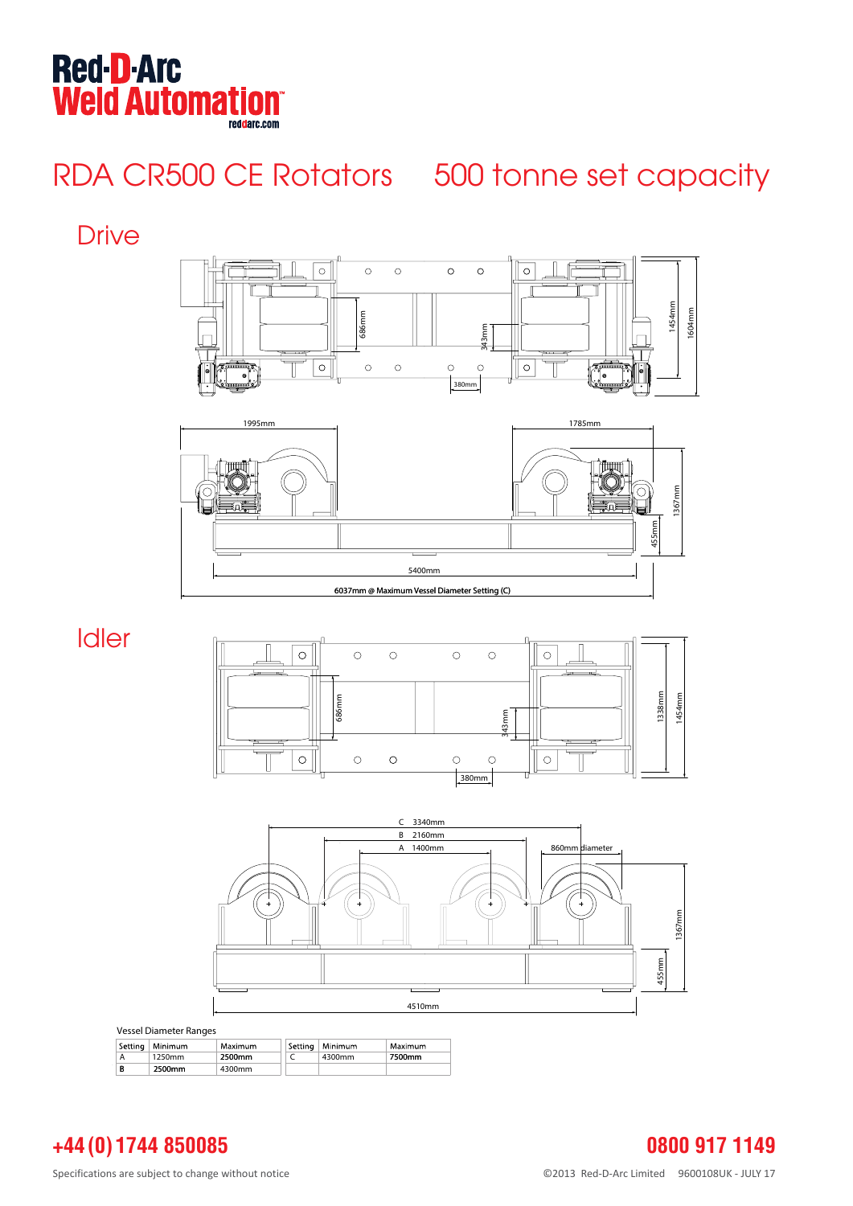Red-D-Arc
Weld Automation
reddarc.com

# RDA CR500 CE Rotators 500 tonne set capacity

## Drive

686mm
343mm
380mm
1454mm
1604mm
1995mm
1785mm
1367mm
455mm
5400mm
6037mm @ Maximum Vessel Diameter Setting (C)

## Idler

686mm
343mm
380mm
1338mm
1454mm
C 3340mm
B 2160mm
A 1400mm
860mm diameter
1367mm
455mm
4510mm

Vessel Diameter Ranges

| Setting | Minimum | Maximum | Setting | Minimum | Maximum |
|---|---|---|---|---|---|
| A | 1250mm | **2500mm** | C | 4300mm | **7500mm** |
| B | **2500mm** | 4300mm | | | |

**+44 (0) 1744 850085** **0800 917 1149**

Specifications are subject to change without notice

©2013 Red-D-Arc Limited 9600108UK - JULY 17